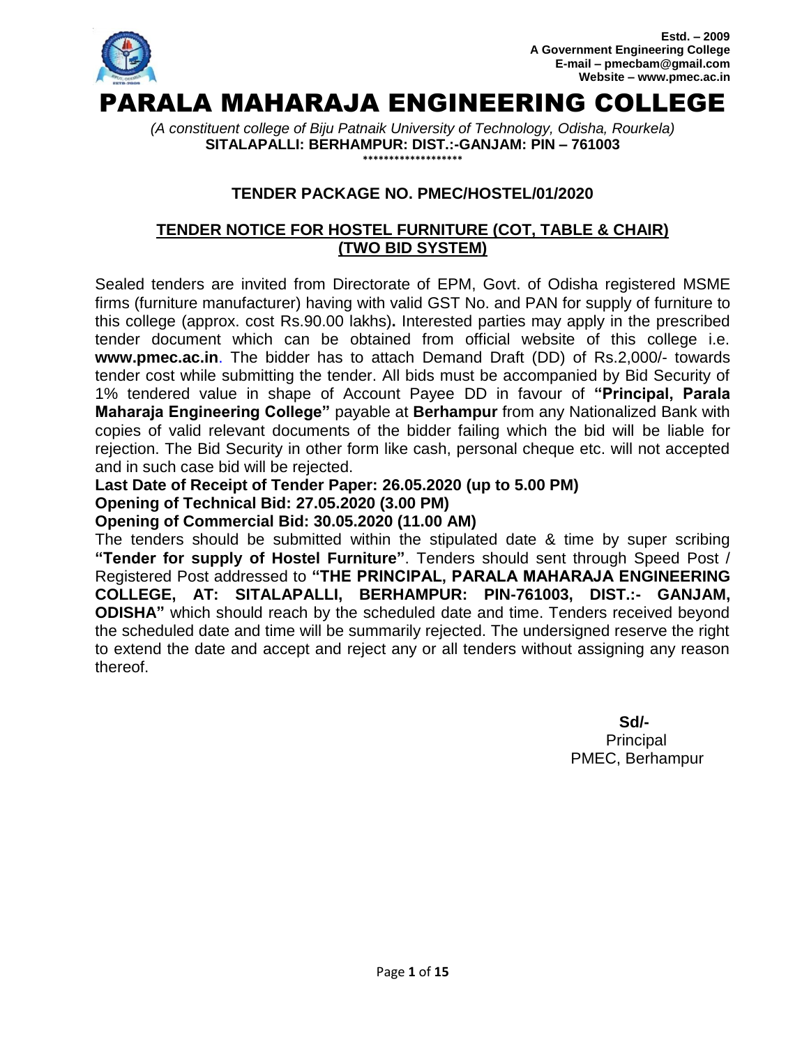**Estd. – 2009**
**A Government Engineering College**
**E-mail – pmecbam@gmail.com**
**Website – www.pmec.ac.in**

# PARALA MAHARAJA ENGINEERING COLLEGE

*(A constituent college of Biju Patnaik University of Technology, Odisha, Rourkela)*
**SITALAPALLI: BERHAMPUR: DIST.:-GANJAM: PIN – 761003**
\*\*\*\*\*\*\*\*\*\*\*\*\*\*\*\*\*\*\*

## TENDER PACKAGE NO. PMEC/HOSTEL/01/2020

## TENDER NOTICE FOR HOSTEL FURNITURE (COT, TABLE & CHAIR) (TWO BID SYSTEM)

Sealed tenders are invited from Directorate of EPM, Govt. of Odisha registered MSME firms (furniture manufacturer) having with valid GST No. and PAN for supply of furniture to this college (approx. cost Rs.90.00 lakhs)**.** Interested parties may apply in the prescribed tender document which can be obtained from official website of this college i.e. **www.pmec.ac.in**. The bidder has to attach Demand Draft (DD) of Rs.2,000/- towards tender cost while submitting the tender. All bids must be accompanied by Bid Security of 1% tendered value in shape of Account Payee DD in favour of **"Principal, Parala Maharaja Engineering College"** payable at **Berhampur** from any Nationalized Bank with copies of valid relevant documents of the bidder failing which the bid will be liable for rejection. The Bid Security in other form like cash, personal cheque etc. will not accepted and in such case bid will be rejected.

**Last Date of Receipt of Tender Paper: 26.05.2020 (up to 5.00 PM)**
**Opening of Technical Bid: 27.05.2020 (3.00 PM)**
**Opening of Commercial Bid: 30.05.2020 (11.00 AM)**

The tenders should be submitted within the stipulated date & time by super scribing **"Tender for supply of Hostel Furniture"**. Tenders should sent through Speed Post / Registered Post addressed to **"THE PRINCIPAL, PARALA MAHARAJA ENGINEERING COLLEGE, AT: SITALAPALLI, BERHAMPUR: PIN-761003, DIST.:- GANJAM, ODISHA"** which should reach by the scheduled date and time. Tenders received beyond the scheduled date and time will be summarily rejected. The undersigned reserve the right to extend the date and accept and reject any or all tenders without assigning any reason thereof.

**Sd/-**
Principal
PMEC, Berhampur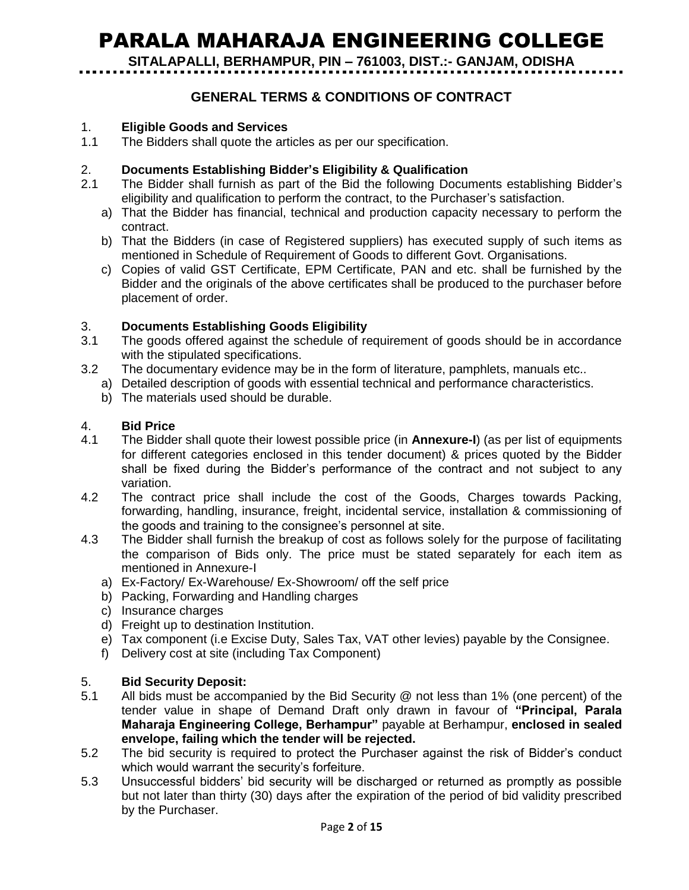# PARALA MAHARAJA ENGINEERING COLLEGE

**SITALAPALLI, BERHAMPUR, PIN – 761003, DIST.:- GANJAM, ODISHA**

## GENERAL TERMS & CONDITIONS OF CONTRACT

1. **Eligible Goods and Services**

1.1 The Bidders shall quote the articles as per our specification.

2. **Documents Establishing Bidder's Eligibility & Qualification**

2.1 The Bidder shall furnish as part of the Bid the following Documents establishing Bidder's eligibility and qualification to perform the contract, to the Purchaser's satisfaction.

   a) That the Bidder has financial, technical and production capacity necessary to perform the contract.
   b) That the Bidders (in case of Registered suppliers) has executed supply of such items as mentioned in Schedule of Requirement of Goods to different Govt. Organisations.
   c) Copies of valid GST Certificate, EPM Certificate, PAN and etc. shall be furnished by the Bidder and the originals of the above certificates shall be produced to the purchaser before placement of order.

3. **Documents Establishing Goods Eligibility**

3.1 The goods offered against the schedule of requirement of goods should be in accordance with the stipulated specifications.

3.2 The documentary evidence may be in the form of literature, pamphlets, manuals etc..

   a) Detailed description of goods with essential technical and performance characteristics.
   b) The materials used should be durable.

4. **Bid Price**

4.1 The Bidder shall quote their lowest possible price (in **Annexure-I**) (as per list of equipments for different categories enclosed in this tender document) & prices quoted by the Bidder shall be fixed during the Bidder's performance of the contract and not subject to any variation.

4.2 The contract price shall include the cost of the Goods, Charges towards Packing, forwarding, handling, insurance, freight, incidental service, installation & commissioning of the goods and training to the consignee's personnel at site.

4.3 The Bidder shall furnish the breakup of cost as follows solely for the purpose of facilitating the comparison of Bids only. The price must be stated separately for each item as mentioned in Annexure-I

   a) Ex-Factory/ Ex-Warehouse/ Ex-Showroom/ off the self price
   b) Packing, Forwarding and Handling charges
   c) Insurance charges
   d) Freight up to destination Institution.
   e) Tax component (i.e Excise Duty, Sales Tax, VAT other levies) payable by the Consignee.
   f) Delivery cost at site (including Tax Component)

5. **Bid Security Deposit:**

5.1 All bids must be accompanied by the Bid Security @ not less than 1% (one percent) of the tender value in shape of Demand Draft only drawn in favour of **"Principal, Parala Maharaja Engineering College, Berhampur"** payable at Berhampur, **enclosed in sealed envelope, failing which the tender will be rejected.**

5.2 The bid security is required to protect the Purchaser against the risk of Bidder's conduct which would warrant the security's forfeiture.

5.3 Unsuccessful bidders' bid security will be discharged or returned as promptly as possible but not later than thirty (30) days after the expiration of the period of bid validity prescribed by the Purchaser.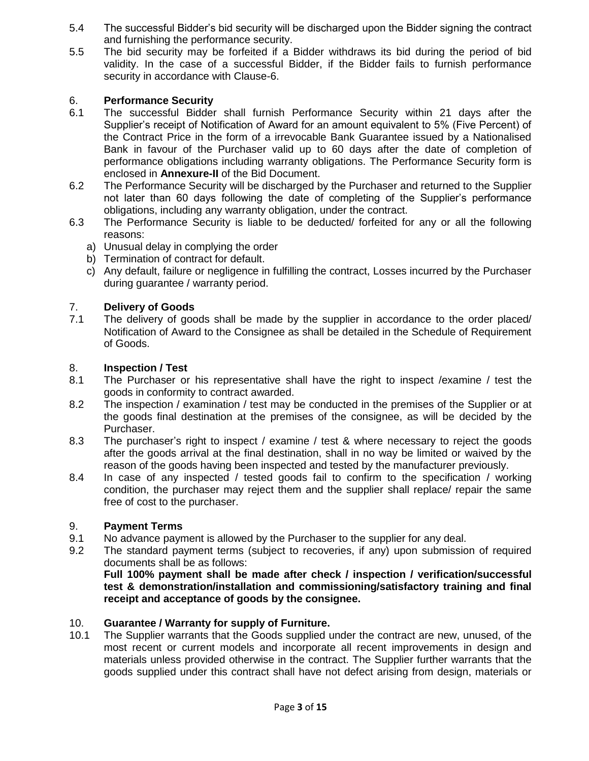5.4 The successful Bidder's bid security will be discharged upon the Bidder signing the contract and furnishing the performance security.

5.5 The bid security may be forfeited if a Bidder withdraws its bid during the period of bid validity. In the case of a successful Bidder, if the Bidder fails to furnish performance security in accordance with Clause-6.

## 6. Performance Security

6.1 The successful Bidder shall furnish Performance Security within 21 days after the Supplier's receipt of Notification of Award for an amount equivalent to 5% (Five Percent) of the Contract Price in the form of a irrevocable Bank Guarantee issued by a Nationalised Bank in favour of the Purchaser valid up to 60 days after the date of completion of performance obligations including warranty obligations. The Performance Security form is enclosed in **Annexure-II** of the Bid Document.

6.2 The Performance Security will be discharged by the Purchaser and returned to the Supplier not later than 60 days following the date of completing of the Supplier's performance obligations, including any warranty obligation, under the contract.

6.3 The Performance Security is liable to be deducted/ forfeited for any or all the following reasons:

a) Unusual delay in complying the order
b) Termination of contract for default.
c) Any default, failure or negligence in fulfilling the contract, Losses incurred by the Purchaser during guarantee / warranty period.

## 7. Delivery of Goods

7.1 The delivery of goods shall be made by the supplier in accordance to the order placed/ Notification of Award to the Consignee as shall be detailed in the Schedule of Requirement of Goods.

## 8. Inspection / Test

8.1 The Purchaser or his representative shall have the right to inspect /examine / test the goods in conformity to contract awarded.

8.2 The inspection / examination / test may be conducted in the premises of the Supplier or at the goods final destination at the premises of the consignee, as will be decided by the Purchaser.

8.3 The purchaser's right to inspect / examine / test & where necessary to reject the goods after the goods arrival at the final destination, shall in no way be limited or waived by the reason of the goods having been inspected and tested by the manufacturer previously.

8.4 In case of any inspected / tested goods fail to confirm to the specification / working condition, the purchaser may reject them and the supplier shall replace/ repair the same free of cost to the purchaser.

## 9. Payment Terms

9.1 No advance payment is allowed by the Purchaser to the supplier for any deal.

9.2 The standard payment terms (subject to recoveries, if any) upon submission of required documents shall be as follows:
**Full 100% payment shall be made after check / inspection / verification/successful test & demonstration/installation and commissioning/satisfactory training and final receipt and acceptance of goods by the consignee.**

## 10. Guarantee / Warranty for supply of Furniture.

10.1 The Supplier warrants that the Goods supplied under the contract are new, unused, of the most recent or current models and incorporate all recent improvements in design and materials unless provided otherwise in the contract. The Supplier further warrants that the goods supplied under this contract shall have not defect arising from design, materials or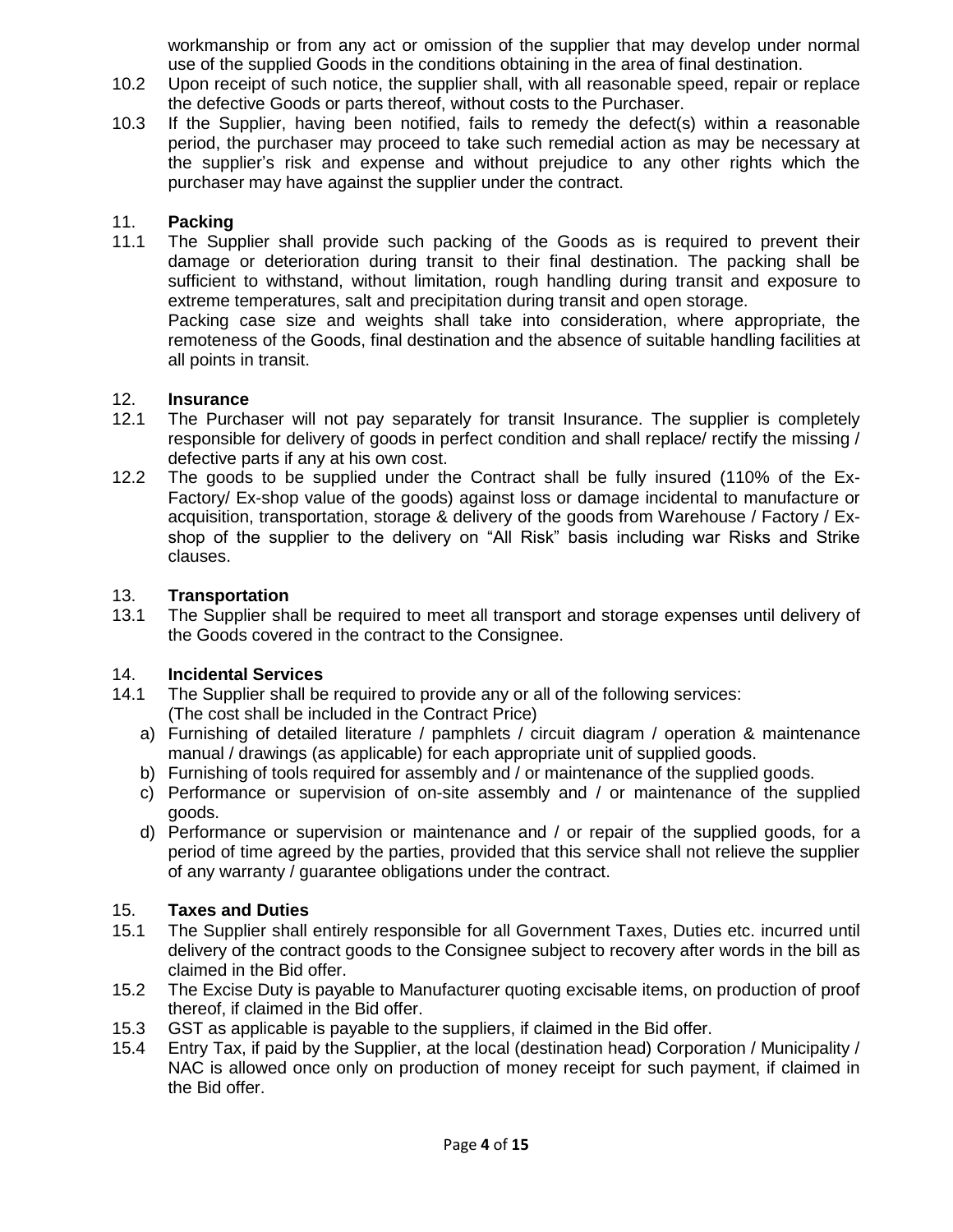workmanship or from any act or omission of the supplier that may develop under normal use of the supplied Goods in the conditions obtaining in the area of final destination.

10.2 Upon receipt of such notice, the supplier shall, with all reasonable speed, repair or replace the defective Goods or parts thereof, without costs to the Purchaser.

10.3 If the Supplier, having been notified, fails to remedy the defect(s) within a reasonable period, the purchaser may proceed to take such remedial action as may be necessary at the supplier's risk and expense and without prejudice to any other rights which the purchaser may have against the supplier under the contract.

## 11. Packing

11.1 The Supplier shall provide such packing of the Goods as is required to prevent their damage or deterioration during transit to their final destination. The packing shall be sufficient to withstand, without limitation, rough handling during transit and exposure to extreme temperatures, salt and precipitation during transit and open storage.

Packing case size and weights shall take into consideration, where appropriate, the remoteness of the Goods, final destination and the absence of suitable handling facilities at all points in transit.

## 12. Insurance

12.1 The Purchaser will not pay separately for transit Insurance. The supplier is completely responsible for delivery of goods in perfect condition and shall replace/ rectify the missing / defective parts if any at his own cost.

12.2 The goods to be supplied under the Contract shall be fully insured (110% of the Ex-Factory/ Ex-shop value of the goods) against loss or damage incidental to manufacture or acquisition, transportation, storage & delivery of the goods from Warehouse / Factory / Ex-shop of the supplier to the delivery on "All Risk" basis including war Risks and Strike clauses.

## 13. Transportation

13.1 The Supplier shall be required to meet all transport and storage expenses until delivery of the Goods covered in the contract to the Consignee.

## 14. Incidental Services

14.1 The Supplier shall be required to provide any or all of the following services:
(The cost shall be included in the Contract Price)

a) Furnishing of detailed literature / pamphlets / circuit diagram / operation & maintenance manual / drawings (as applicable) for each appropriate unit of supplied goods.
b) Furnishing of tools required for assembly and / or maintenance of the supplied goods.
c) Performance or supervision of on-site assembly and / or maintenance of the supplied goods.
d) Performance or supervision or maintenance and / or repair of the supplied goods, for a period of time agreed by the parties, provided that this service shall not relieve the supplier of any warranty / guarantee obligations under the contract.

## 15. Taxes and Duties

15.1 The Supplier shall entirely responsible for all Government Taxes, Duties etc. incurred until delivery of the contract goods to the Consignee subject to recovery after words in the bill as claimed in the Bid offer.

15.2 The Excise Duty is payable to Manufacturer quoting excisable items, on production of proof thereof, if claimed in the Bid offer.

15.3 GST as applicable is payable to the suppliers, if claimed in the Bid offer.

15.4 Entry Tax, if paid by the Supplier, at the local (destination head) Corporation / Municipality / NAC is allowed once only on production of money receipt for such payment, if claimed in the Bid offer.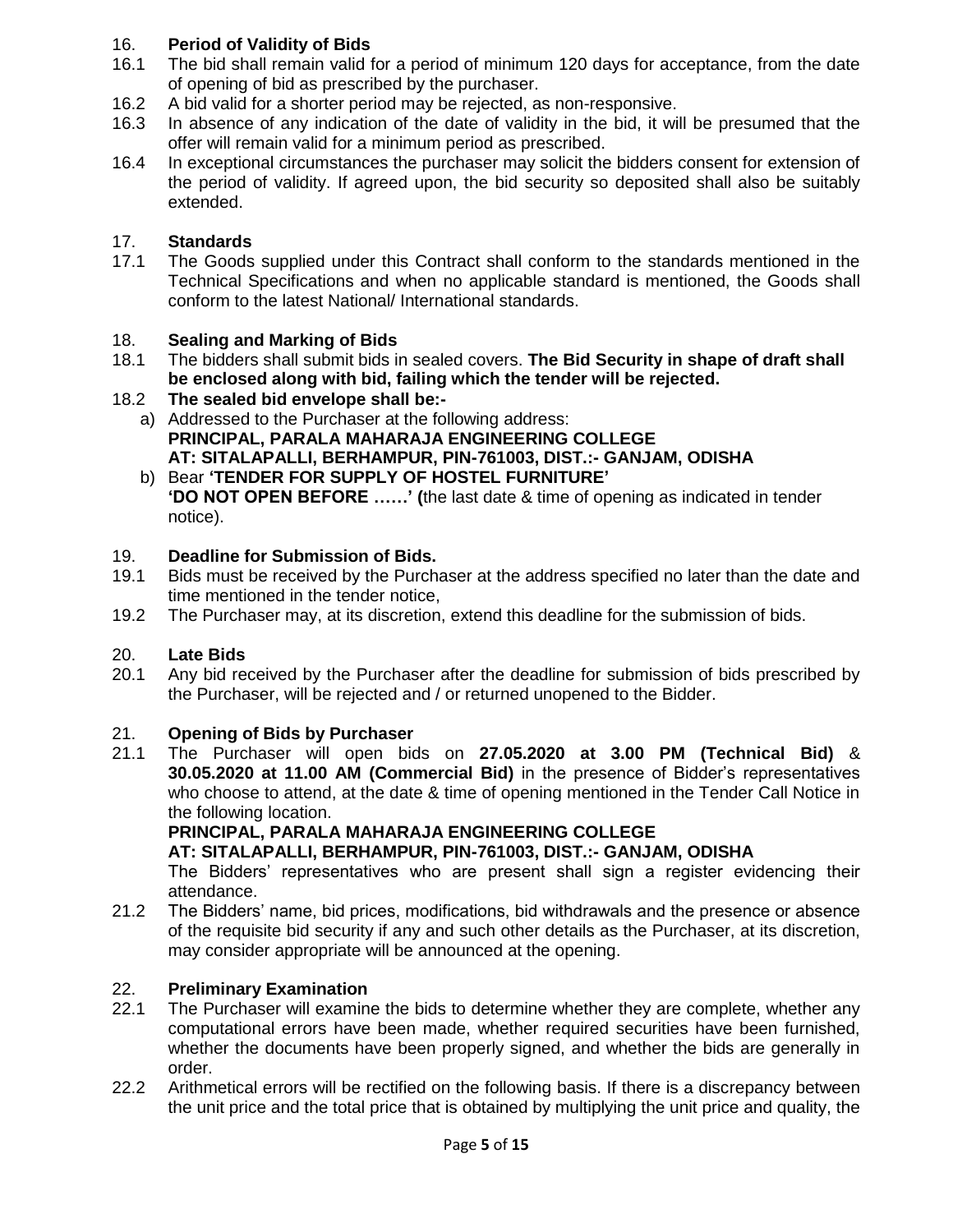## 16. **Period of Validity of Bids**

16.1 The bid shall remain valid for a period of minimum 120 days for acceptance, from the date of opening of bid as prescribed by the purchaser.

16.2 A bid valid for a shorter period may be rejected, as non-responsive.

16.3 In absence of any indication of the date of validity in the bid, it will be presumed that the offer will remain valid for a minimum period as prescribed.

16.4 In exceptional circumstances the purchaser may solicit the bidders consent for extension of the period of validity. If agreed upon, the bid security so deposited shall also be suitably extended.

## 17. **Standards**

17.1 The Goods supplied under this Contract shall conform to the standards mentioned in the Technical Specifications and when no applicable standard is mentioned, the Goods shall conform to the latest National/ International standards.

## 18. **Sealing and Marking of Bids**

18.1 The bidders shall submit bids in sealed covers. **The Bid Security in shape of draft shall be enclosed along with bid, failing which the tender will be rejected.**

18.2 **The sealed bid envelope shall be:-**

a) Addressed to the Purchaser at the following address:
**PRINCIPAL, PARALA MAHARAJA ENGINEERING COLLEGE**
**AT: SITALAPALLI, BERHAMPUR, PIN-761003, DIST.:- GANJAM, ODISHA**

b) Bear **'TENDER FOR SUPPLY OF HOSTEL FURNITURE'**
**'DO NOT OPEN BEFORE ……' (**the last date & time of opening as indicated in tender notice).

## 19. **Deadline for Submission of Bids.**

19.1 Bids must be received by the Purchaser at the address specified no later than the date and time mentioned in the tender notice,

19.2 The Purchaser may, at its discretion, extend this deadline for the submission of bids.

## 20. **Late Bids**

20.1 Any bid received by the Purchaser after the deadline for submission of bids prescribed by the Purchaser, will be rejected and / or returned unopened to the Bidder.

## 21. **Opening of Bids by Purchaser**

21.1 The Purchaser will open bids on **27.05.2020 at 3.00 PM (Technical Bid)** & **30.05.2020 at 11.00 AM (Commercial Bid)** in the presence of Bidder's representatives who choose to attend, at the date & time of opening mentioned in the Tender Call Notice in the following location.

**PRINCIPAL, PARALA MAHARAJA ENGINEERING COLLEGE**
**AT: SITALAPALLI, BERHAMPUR, PIN-761003, DIST.:- GANJAM, ODISHA**

The Bidders' representatives who are present shall sign a register evidencing their attendance.

21.2 The Bidders' name, bid prices, modifications, bid withdrawals and the presence or absence of the requisite bid security if any and such other details as the Purchaser, at its discretion, may consider appropriate will be announced at the opening.

## 22. **Preliminary Examination**

22.1 The Purchaser will examine the bids to determine whether they are complete, whether any computational errors have been made, whether required securities have been furnished, whether the documents have been properly signed, and whether the bids are generally in order.

22.2 Arithmetical errors will be rectified on the following basis. If there is a discrepancy between the unit price and the total price that is obtained by multiplying the unit price and quality, the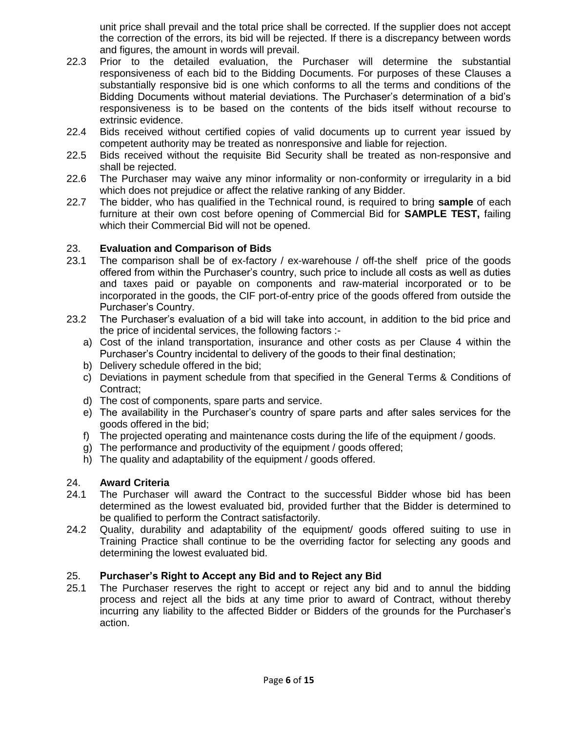unit price shall prevail and the total price shall be corrected. If the supplier does not accept the correction of the errors, its bid will be rejected. If there is a discrepancy between words and figures, the amount in words will prevail.

22.3 Prior to the detailed evaluation, the Purchaser will determine the substantial responsiveness of each bid to the Bidding Documents. For purposes of these Clauses a substantially responsive bid is one which conforms to all the terms and conditions of the Bidding Documents without material deviations. The Purchaser's determination of a bid's responsiveness is to be based on the contents of the bids itself without recourse to extrinsic evidence.

22.4 Bids received without certified copies of valid documents up to current year issued by competent authority may be treated as nonresponsive and liable for rejection.

22.5 Bids received without the requisite Bid Security shall be treated as non-responsive and shall be rejected.

22.6 The Purchaser may waive any minor informality or non-conformity or irregularity in a bid which does not prejudice or affect the relative ranking of any Bidder.

22.7 The bidder, who has qualified in the Technical round, is required to bring **sample** of each furniture at their own cost before opening of Commercial Bid for **SAMPLE TEST,** failing which their Commercial Bid will not be opened.

## 23. Evaluation and Comparison of Bids

23.1 The comparison shall be of ex-factory / ex-warehouse / off-the shelf price of the goods offered from within the Purchaser's country, such price to include all costs as well as duties and taxes paid or payable on components and raw-material incorporated or to be incorporated in the goods, the CIF port-of-entry price of the goods offered from outside the Purchaser's Country.

23.2 The Purchaser's evaluation of a bid will take into account, in addition to the bid price and the price of incidental services, the following factors :-

a) Cost of the inland transportation, insurance and other costs as per Clause 4 within the Purchaser's Country incidental to delivery of the goods to their final destination;
b) Delivery schedule offered in the bid;
c) Deviations in payment schedule from that specified in the General Terms & Conditions of Contract;
d) The cost of components, spare parts and service.
e) The availability in the Purchaser's country of spare parts and after sales services for the goods offered in the bid;
f) The projected operating and maintenance costs during the life of the equipment / goods.
g) The performance and productivity of the equipment / goods offered;
h) The quality and adaptability of the equipment / goods offered.

## 24. Award Criteria

24.1 The Purchaser will award the Contract to the successful Bidder whose bid has been determined as the lowest evaluated bid, provided further that the Bidder is determined to be qualified to perform the Contract satisfactorily.

24.2 Quality, durability and adaptability of the equipment/ goods offered suiting to use in Training Practice shall continue to be the overriding factor for selecting any goods and determining the lowest evaluated bid.

## 25. Purchaser's Right to Accept any Bid and to Reject any Bid

25.1 The Purchaser reserves the right to accept or reject any bid and to annul the bidding process and reject all the bids at any time prior to award of Contract, without thereby incurring any liability to the affected Bidder or Bidders of the grounds for the Purchaser's action.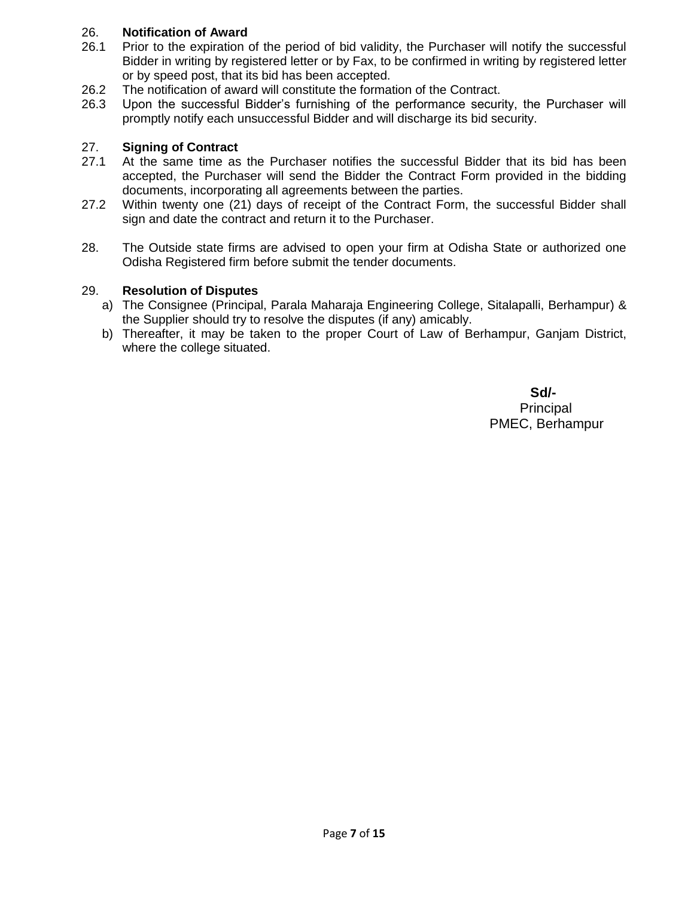## 26. Notification of Award

26.1 Prior to the expiration of the period of bid validity, the Purchaser will notify the successful Bidder in writing by registered letter or by Fax, to be confirmed in writing by registered letter or by speed post, that its bid has been accepted.

26.2 The notification of award will constitute the formation of the Contract.

26.3 Upon the successful Bidder's furnishing of the performance security, the Purchaser will promptly notify each unsuccessful Bidder and will discharge its bid security.

## 27. Signing of Contract

27.1 At the same time as the Purchaser notifies the successful Bidder that its bid has been accepted, the Purchaser will send the Bidder the Contract Form provided in the bidding documents, incorporating all agreements between the parties.

27.2 Within twenty one (21) days of receipt of the Contract Form, the successful Bidder shall sign and date the contract and return it to the Purchaser.

28. The Outside state firms are advised to open your firm at Odisha State or authorized one Odisha Registered firm before submit the tender documents.

## 29. Resolution of Disputes

a) The Consignee (Principal, Parala Maharaja Engineering College, Sitalapalli, Berhampur) & the Supplier should try to resolve the disputes (if any) amicably.

b) Thereafter, it may be taken to the proper Court of Law of Berhampur, Ganjam District, where the college situated.

**Sd/-**
Principal
PMEC, Berhampur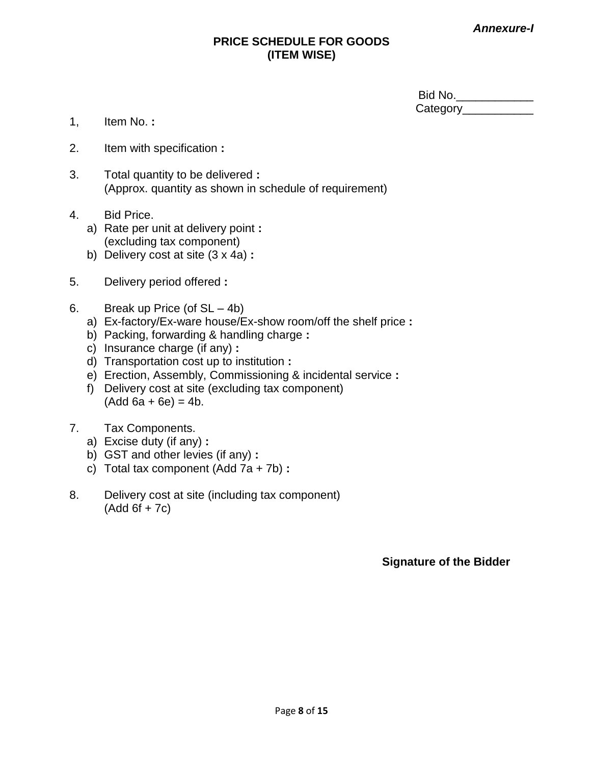*Annexure-I*

**PRICE SCHEDULE FOR GOODS**
**(ITEM WISE)**

Bid No.____________
Category___________

1, Item No. **:**

2. Item with specification **:**

3. Total quantity to be delivered **:**
   (Approx. quantity as shown in schedule of requirement)

4. Bid Price.
   a) Rate per unit at delivery point **:**
      (excluding tax component)
   b) Delivery cost at site (3 x 4a) **:**

5. Delivery period offered **:**

6. Break up Price (of SL – 4b)
   a) Ex-factory/Ex-ware house/Ex-show room/off the shelf price **:**
   b) Packing, forwarding & handling charge **:**
   c) Insurance charge (if any) **:**
   d) Transportation cost up to institution **:**
   e) Erection, Assembly, Commissioning & incidental service **:**
   f) Delivery cost at site (excluding tax component)
      (Add 6a + 6e) = 4b.

7. Tax Components.
   a) Excise duty (if any) **:**
   b) GST and other levies (if any) **:**
   c) Total tax component (Add 7a + 7b) **:**

8. Delivery cost at site (including tax component)
   (Add 6f + 7c)

**Signature of the Bidder**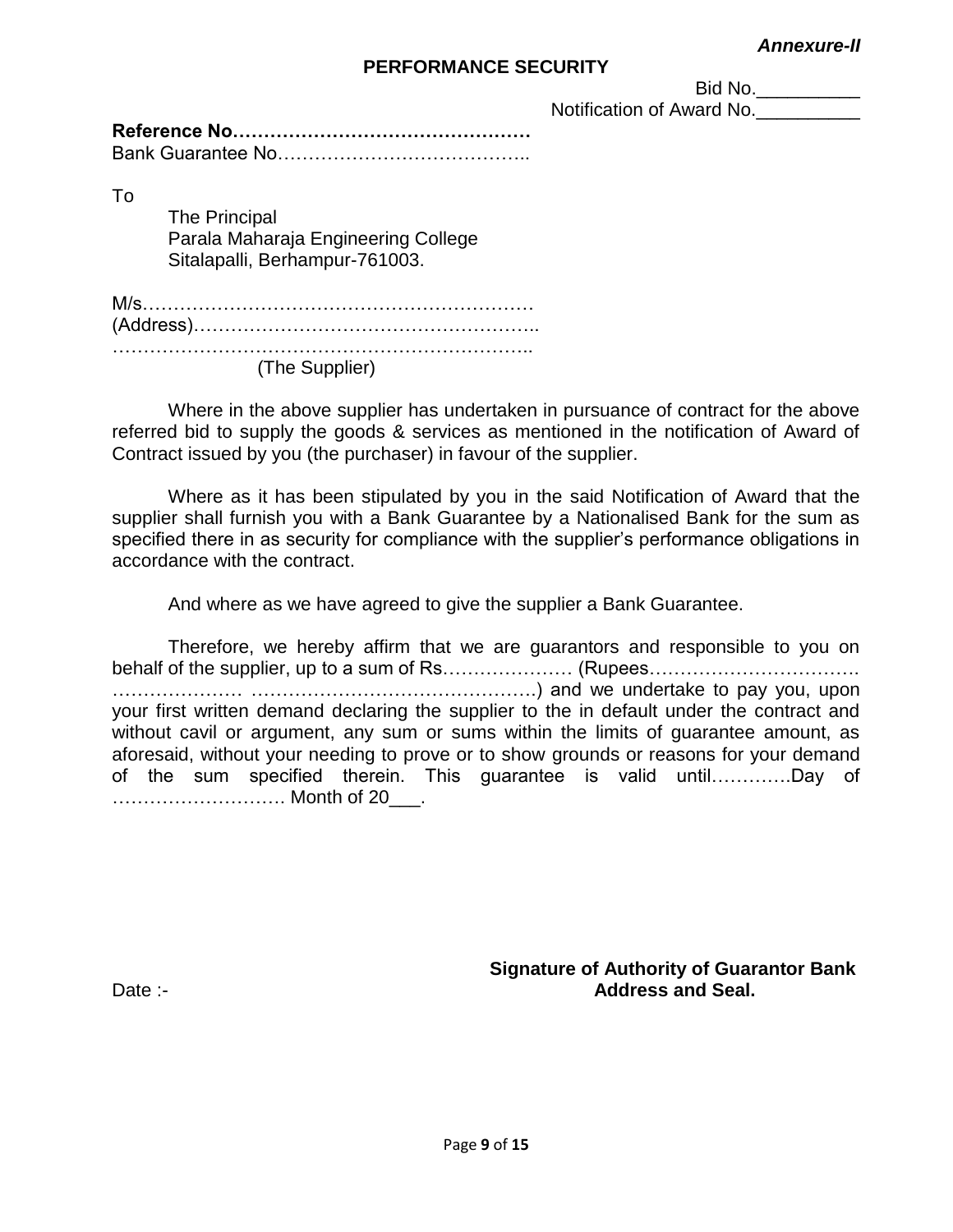*Annexure-II*

## PERFORMANCE SECURITY

Bid No.__________

Notification of Award No.__________

**Reference No…………………………………………**

Bank Guarantee No…………………………………..

To

The Principal
Parala Maharaja Engineering College
Sitalapalli, Berhampur-761003.

M/s………………………………………………………
(Address)………………………………………………..
……………………………………………………………..
(The Supplier)

Where in the above supplier has undertaken in pursuance of contract for the above referred bid to supply the goods & services as mentioned in the notification of Award of Contract issued by you (the purchaser) in favour of the supplier.

Where as it has been stipulated by you in the said Notification of Award that the supplier shall furnish you with a Bank Guarantee by a Nationalised Bank for the sum as specified there in as security for compliance with the supplier's performance obligations in accordance with the contract.

And where as we have agreed to give the supplier a Bank Guarantee.

Therefore, we hereby affirm that we are guarantors and responsible to you on behalf of the supplier, up to a sum of Rs………………… (Rupees……………………………. ………………… ………………………………………) and we undertake to pay you, upon your first written demand declaring the supplier to the in default under the contract and without cavil or argument, any sum or sums within the limits of guarantee amount, as aforesaid, without your needing to prove or to show grounds or reasons for your demand of the sum specified therein. This guarantee is valid until………….Day of ………………………. Month of 20___.

**Signature of Authority of Guarantor Bank**
**Address and Seal.**

Date :-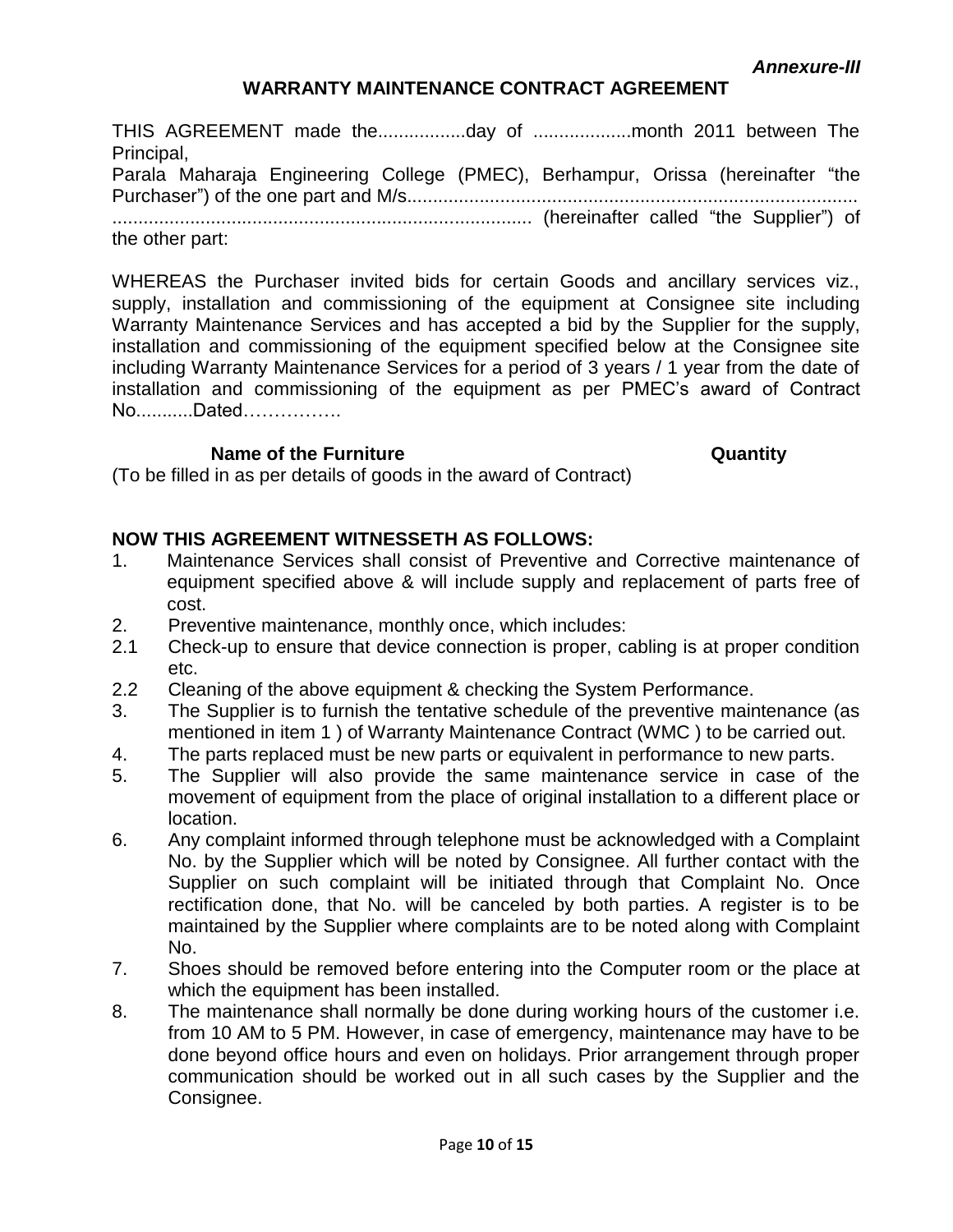***Annexure-III***

## WARRANTY MAINTENANCE CONTRACT AGREEMENT

THIS AGREEMENT made the.................day of ...................month 2011 between The Principal,
Parala Maharaja Engineering College (PMEC), Berhampur, Orissa (hereinafter "the Purchaser") of the one part and M/s......................................................................................
................................................................................. (hereinafter called "the Supplier") of the other part:

WHEREAS the Purchaser invited bids for certain Goods and ancillary services viz., supply, installation and commissioning of the equipment at Consignee site including Warranty Maintenance Services and has accepted a bid by the Supplier for the supply, installation and commissioning of the equipment specified below at the Consignee site including Warranty Maintenance Services for a period of 3 years / 1 year from the date of installation and commissioning of the equipment as per PMEC's award of Contract No...........Dated…………….

**Name of the Furniture** **Quantity**

(To be filled in as per details of goods in the award of Contract)

**NOW THIS AGREEMENT WITNESSETH AS FOLLOWS:**

1. Maintenance Services shall consist of Preventive and Corrective maintenance of equipment specified above & will include supply and replacement of parts free of cost.
2. Preventive maintenance, monthly once, which includes:
   - 2.1 Check-up to ensure that device connection is proper, cabling is at proper condition etc.
   - 2.2 Cleaning of the above equipment & checking the System Performance.
3. The Supplier is to furnish the tentative schedule of the preventive maintenance (as mentioned in item 1 ) of Warranty Maintenance Contract (WMC ) to be carried out.
4. The parts replaced must be new parts or equivalent in performance to new parts.
5. The Supplier will also provide the same maintenance service in case of the movement of equipment from the place of original installation to a different place or location.
6. Any complaint informed through telephone must be acknowledged with a Complaint No. by the Supplier which will be noted by Consignee. All further contact with the Supplier on such complaint will be initiated through that Complaint No. Once rectification done, that No. will be canceled by both parties. A register is to be maintained by the Supplier where complaints are to be noted along with Complaint No.
7. Shoes should be removed before entering into the Computer room or the place at which the equipment has been installed.
8. The maintenance shall normally be done during working hours of the customer i.e. from 10 AM to 5 PM. However, in case of emergency, maintenance may have to be done beyond office hours and even on holidays. Prior arrangement through proper communication should be worked out in all such cases by the Supplier and the Consignee.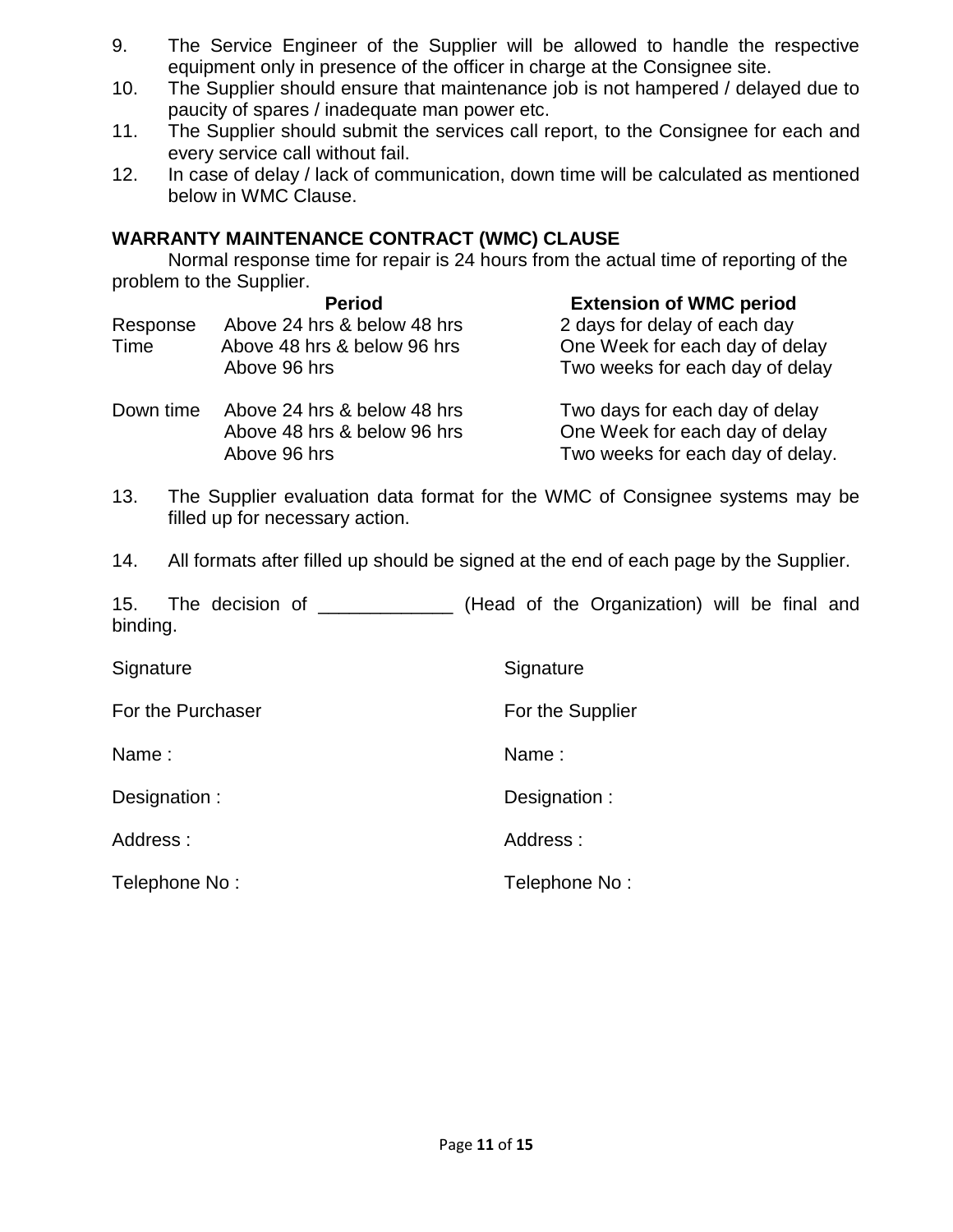9. The Service Engineer of the Supplier will be allowed to handle the respective equipment only in presence of the officer in charge at the Consignee site.
10. The Supplier should ensure that maintenance job is not hampered / delayed due to paucity of spares / inadequate man power etc.
11. The Supplier should submit the services call report, to the Consignee for each and every service call without fail.
12. In case of delay / lack of communication, down time will be calculated as mentioned below in WMC Clause.

**WARRANTY MAINTENANCE CONTRACT (WMC) CLAUSE**

Normal response time for repair is 24 hours from the actual time of reporting of the problem to the Supplier.

| | **Period** | **Extension of WMC period** |
|---|---|---|
| Response Time | Above 24 hrs & below 48 hrs | 2 days for delay of each day |
| | Above 48 hrs & below 96 hrs | One Week for each day of delay |
| | Above 96 hrs | Two weeks for each day of delay |
| Down time | Above 24 hrs & below 48 hrs | Two days for each day of delay |
| | Above 48 hrs & below 96 hrs | One Week for each day of delay |
| | Above 96 hrs | Two weeks for each day of delay. |

13. The Supplier evaluation data format for the WMC of Consignee systems may be filled up for necessary action.

14. All formats after filled up should be signed at the end of each page by the Supplier.

15. The decision of _____________ (Head of the Organization) will be final and binding.

| | |
|---|---|
| Signature | Signature |
| For the Purchaser | For the Supplier |
| Name : | Name : |
| Designation : | Designation : |
| Address : | Address : |
| Telephone No : | Telephone No : |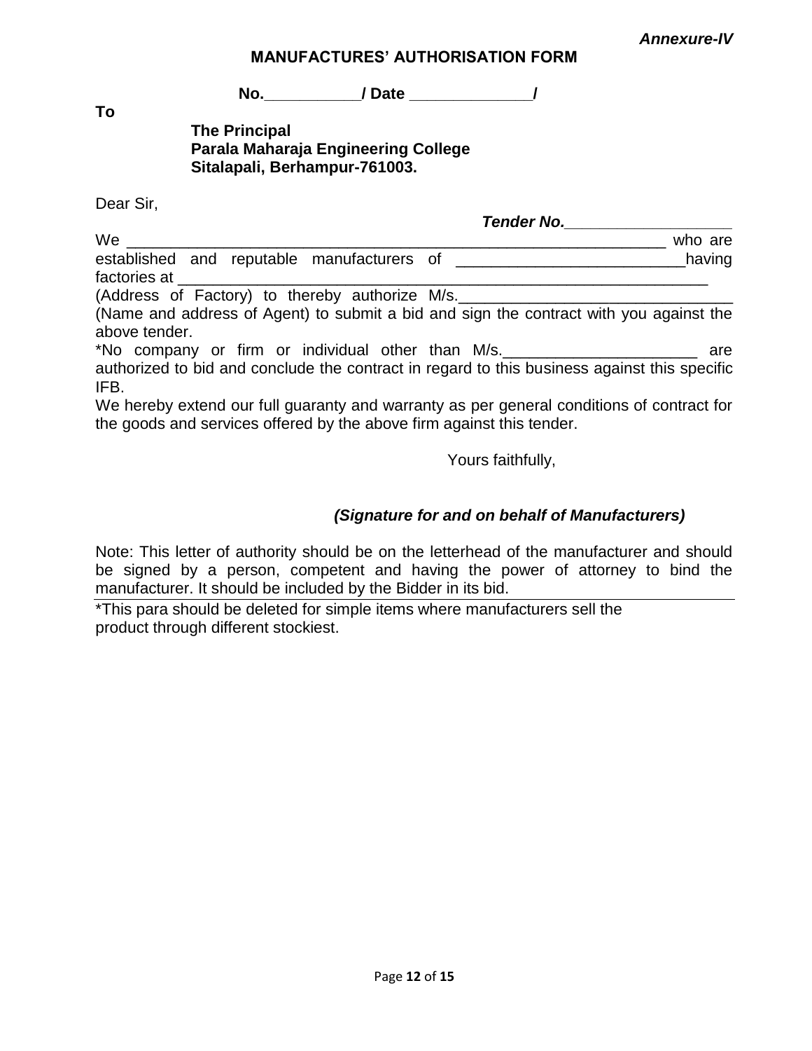*Annexure-IV*

**MANUFACTURES' AUTHORISATION FORM**

**No.___________/ Date _____________/**

**To**

**The Principal**
**Parala Maharaja Engineering College**
**Sitalapali, Berhampur-761003.**

Dear Sir,

***Tender No.__________________***

We _____________________________________________________________ who are established and reputable manufacturers of __________________________having factories at _____________________________________________________________ (Address of Factory) to thereby authorize M/s._______________________________ (Name and address of Agent) to submit a bid and sign the contract with you against the above tender.

*No company or firm or individual other than M/s.______________________ are authorized to bid and conclude the contract in regard to this business against this specific IFB.

We hereby extend our full guaranty and warranty as per general conditions of contract for the goods and services offered by the above firm against this tender.

Yours faithfully,

***(Signature for and on behalf of Manufacturers)***

Note: This letter of authority should be on the letterhead of the manufacturer and should be signed by a person, competent and having the power of attorney to bind the manufacturer. It should be included by the Bidder in its bid.

*This para should be deleted for simple items where manufacturers sell the product through different stockiest.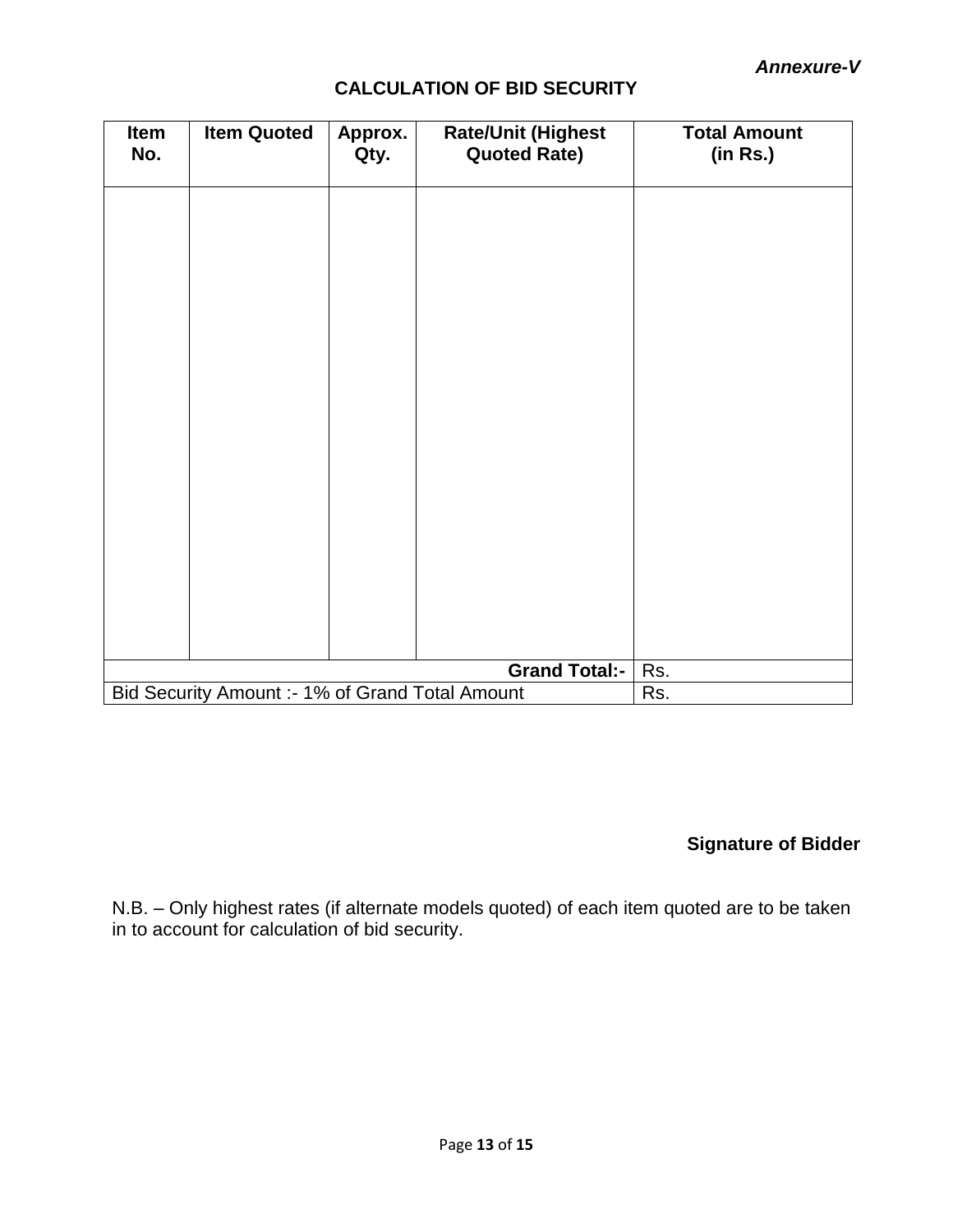***Annexure-V***

## CALCULATION OF BID SECURITY

| Item No. | Item Quoted | Approx. Qty. | Rate/Unit (Highest Quoted Rate) | Total Amount (in Rs.) |
|---|---|---|---|---|
| | | | | |
| | | | **Grand Total:-** | Rs. |
| Bid Security Amount :- 1% of Grand Total Amount | | | | Rs. |

**Signature of Bidder**

N.B. – Only highest rates (if alternate models quoted) of each item quoted are to be taken in to account for calculation of bid security.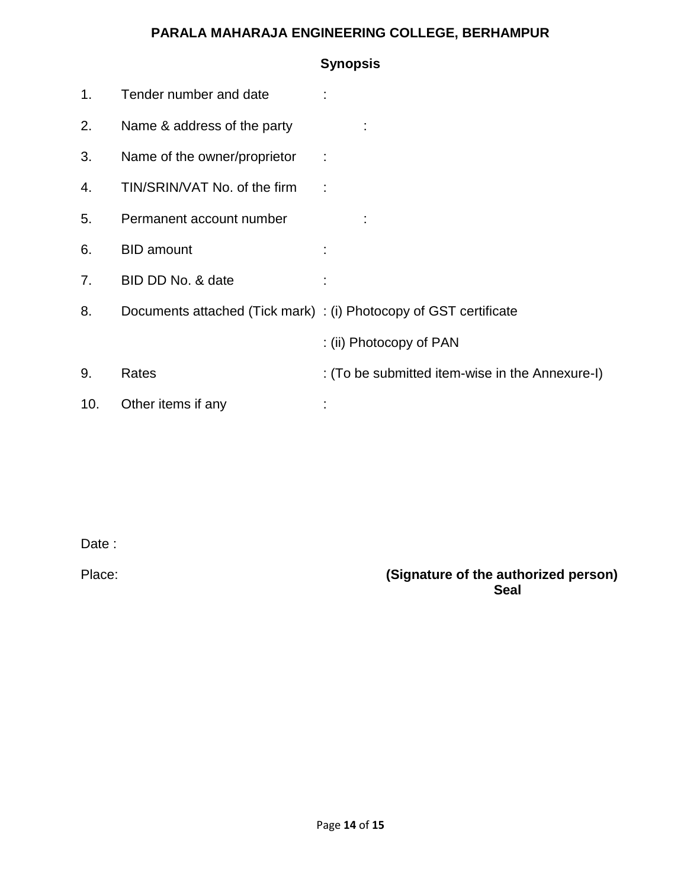**PARALA MAHARAJA ENGINEERING COLLEGE, BERHAMPUR**

**Synopsis**

| | | |
|---|---|---|
| 1. | Tender number and date | : |
| 2. | Name & address of the party | : |
| 3. | Name of the owner/proprietor | : |
| 4. | TIN/SRIN/VAT No. of the firm | : |
| 5. | Permanent account number | : |
| 6. | BID amount | : |
| 7. | BID DD No. & date | : |
| 8. | Documents attached (Tick mark) | : (i) Photocopy of GST certificate |
| | | : (ii) Photocopy of PAN |
| 9. | Rates | : (To be submitted item-wise in the Annexure-I) |
| 10. | Other items if any | : |

Date :

Place:

**(Signature of the authorized person)**
**Seal**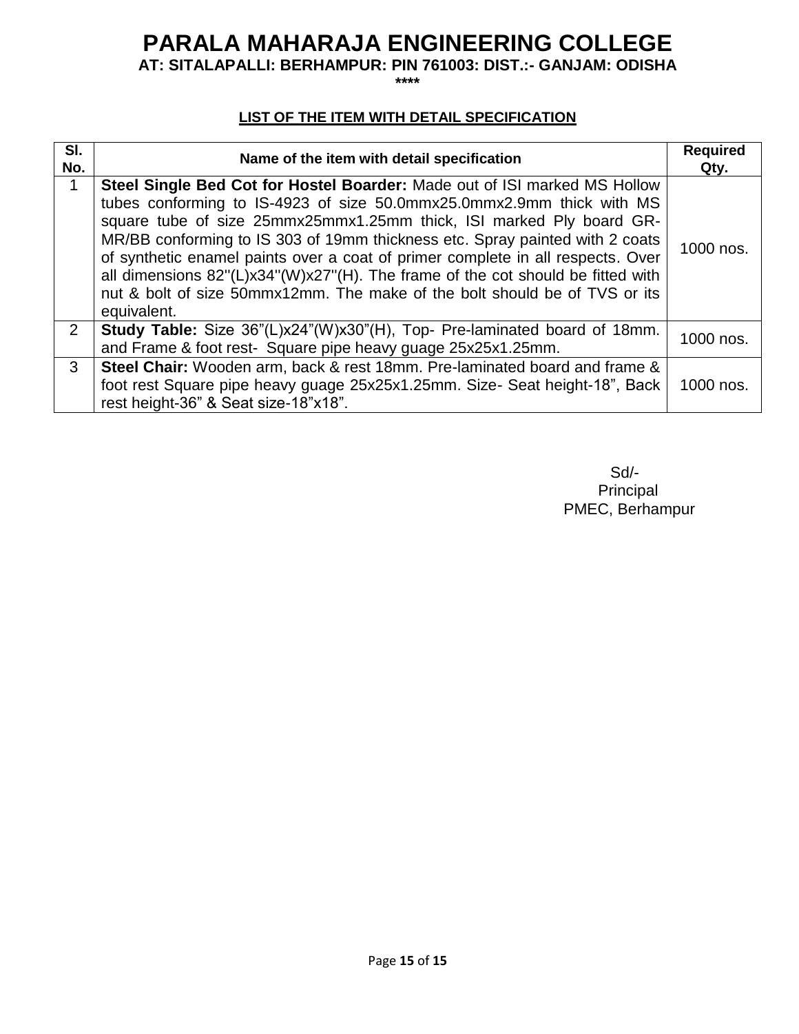# PARALA MAHARAJA ENGINEERING COLLEGE

**AT: SITALAPALLI: BERHAMPUR: PIN 761003: DIST.:- GANJAM: ODISHA**

**\*\*\*\***

**LIST OF THE ITEM WITH DETAIL SPECIFICATION**

| Sl. No. | Name of the item with detail specification | Required Qty. |
|---|---|---|
| 1 | **Steel Single Bed Cot for Hostel Boarder:** Made out of ISI marked MS Hollow tubes conforming to IS-4923 of size 50.0mmx25.0mmx2.9mm thick with MS square tube of size 25mmx25mmx1.25mm thick, ISI marked Ply board GR-MR/BB conforming to IS 303 of 19mm thickness etc. Spray painted with 2 coats of synthetic enamel paints over a coat of primer complete in all respects. Over all dimensions 82''(L)x34''(W)x27''(H). The frame of the cot should be fitted with nut & bolt of size 50mmx12mm. The make of the bolt should be of TVS or its equivalent. | 1000 nos. |
| 2 | **Study Table:** Size 36"(L)x24"(W)x30"(H), Top- Pre-laminated board of 18mm. and Frame & foot rest- Square pipe heavy guage 25x25x1.25mm. | 1000 nos. |
| 3 | **Steel Chair:** Wooden arm, back & rest 18mm. Pre-laminated board and frame & foot rest Square pipe heavy guage 25x25x1.25mm. Size- Seat height-18", Back rest height-36" & Seat size-18"x18". | 1000 nos. |

Sd/-
Principal
PMEC, Berhampur